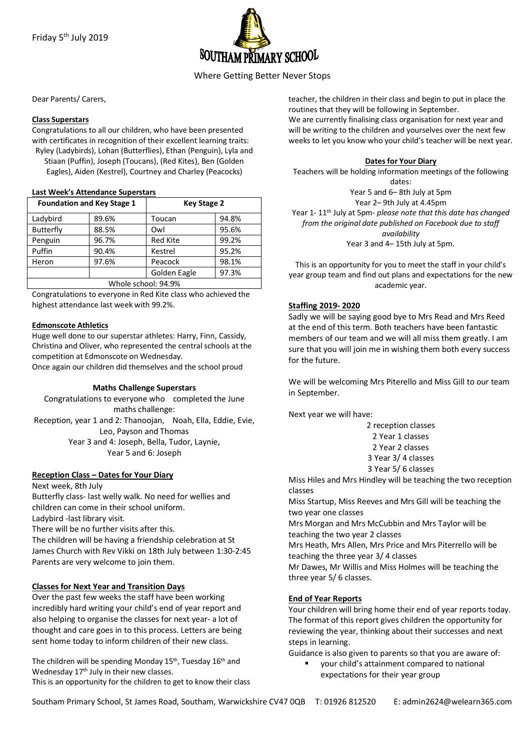Friday 5th July 2019

# SOUTHAM PRIMARY SCHOOL

Where Getting Better Never Stops

Dear Parents/ Carers,

**Class Superstars**

Congratulations to all our children, who have been presented with certificates in recognition of their excellent learning traits: Ryley (Ladybirds), Lohan (Butterflies), Ethan (Penguin), Lyla and Stiaan (Puffin), Joseph (Toucans), (Red Kites), Ben (Golden Eagles), Aiden (Kestrel), Courtney and Charley (Peacocks)

**Last Week's Attendance Superstars**

| Foundation and Key Stage 1 | | Key Stage 2 | |
|---|---|---|---|
| Ladybird | 89.6% | Toucan | 94.8% |
| Butterfly | 88.5% | Owl | 95.6% |
| Penguin | 96.7% | Red Kite | 99.2% |
| Puffin | 90.4% | Kestrel | 95.2% |
| Heron | 97.6% | Peacock | 98.1% |
| | | Golden Eagle | 97.3% |
| Whole school: 94.9% | | | |

Congratulations to everyone in Red Kite class who achieved the highest attendance last week with 99.2%.

**Edmonscote Athletics**

Huge well done to our superstar athletes: Harry, Finn, Cassidy, Christina and Oliver, who represented the central schools at the competition at Edmonscote on Wednesday.
Once again our children did themselves and the school proud

**Maths Challenge Superstars**

Congratulations to everyone who completed the June maths challenge:
Reception, year 1 and 2: Thanoojan, Noah, Ella, Eddie, Evie, Leo, Payson and Thomas
Year 3 and 4: Joseph, Bella, Tudor, Laynie,
Year 5 and 6: Joseph

**Reception Class – Dates for Your Diary**

Next week, 8th July
Butterfly class- last welly walk. No need for wellies and children can come in their school uniform.
Ladybird -last library visit.
There will be no further visits after this.
The children will be having a friendship celebration at St James Church with Rev Vikki on 18th July between 1:30-2:45 Parents are very welcome to join them.

**Classes for Next Year and Transition Days**

Over the past few weeks the staff have been working incredibly hard writing your child's end of year report and also helping to organise the classes for next year- a lot of thought and care goes in to this process. Letters are being sent home today to inform children of their new class.

The children will be spending Monday 15th, Tuesday 16th and Wednesday 17th July in their new classes.
This is an opportunity for the children to get to know their class teacher, the children in their class and begin to put in place the routines that they will be following in September.
We are currently finalising class organisation for next year and will be writing to the children and yourselves over the next few weeks to let you know who your child's teacher will be next year.

**Dates for Your Diary**

Teachers will be holding information meetings of the following dates:
Year 5 and 6– 8th July at 5pm
Year 2– 9th July at 4.45pm
Year 1- 11th July at 5pm- *please note that this date has changed from the original date published on Facebook due to staff availability*
Year 3 and 4– 15th July at 5pm.

This is an opportunity for you to meet the staff in your child's year group team and find out plans and expectations for the new academic year.

**Staffing 2019- 2020**

Sadly we will be saying good bye to Mrs Read and Mrs Reed at the end of this term. Both teachers have been fantastic members of our team and we will all miss them greatly. I am sure that you will join me in wishing them both every success for the future.

We will be welcoming Mrs Piterello and Miss Gill to our team in September.

Next year we will have:

2 reception classes
2 Year 1 classes
2 Year 2 classes
3 Year 3/ 4 classes
3 Year 5/ 6 classes

Miss Hiles and Mrs Hindley will be teaching the two reception classes
Miss Startup, Miss Reeves and Mrs Gill will be teaching the two year one classes
Mrs Morgan and Mrs McCubbin and Mrs Taylor will be teaching the two year 2 classes
Mrs Heath, Mrs Allen, Mrs Price and Mrs Piterrello will be teaching the three year 3/ 4 classes
Mr Dawes, Mr Willis and Miss Holmes will be teaching the three year 5/ 6 classes.

**End of Year Reports**

Your children will bring home their end of year reports today. The format of this report gives children the opportunity for reviewing the year, thinking about their successes and next steps in learning.
Guidance is also given to parents so that you are aware of:

- your child's attainment compared to national expectations for their year group

Southam Primary School, St James Road, Southam, Warwickshire CV47 0QB T: 01926 812520 E: admin2624@welearn365.com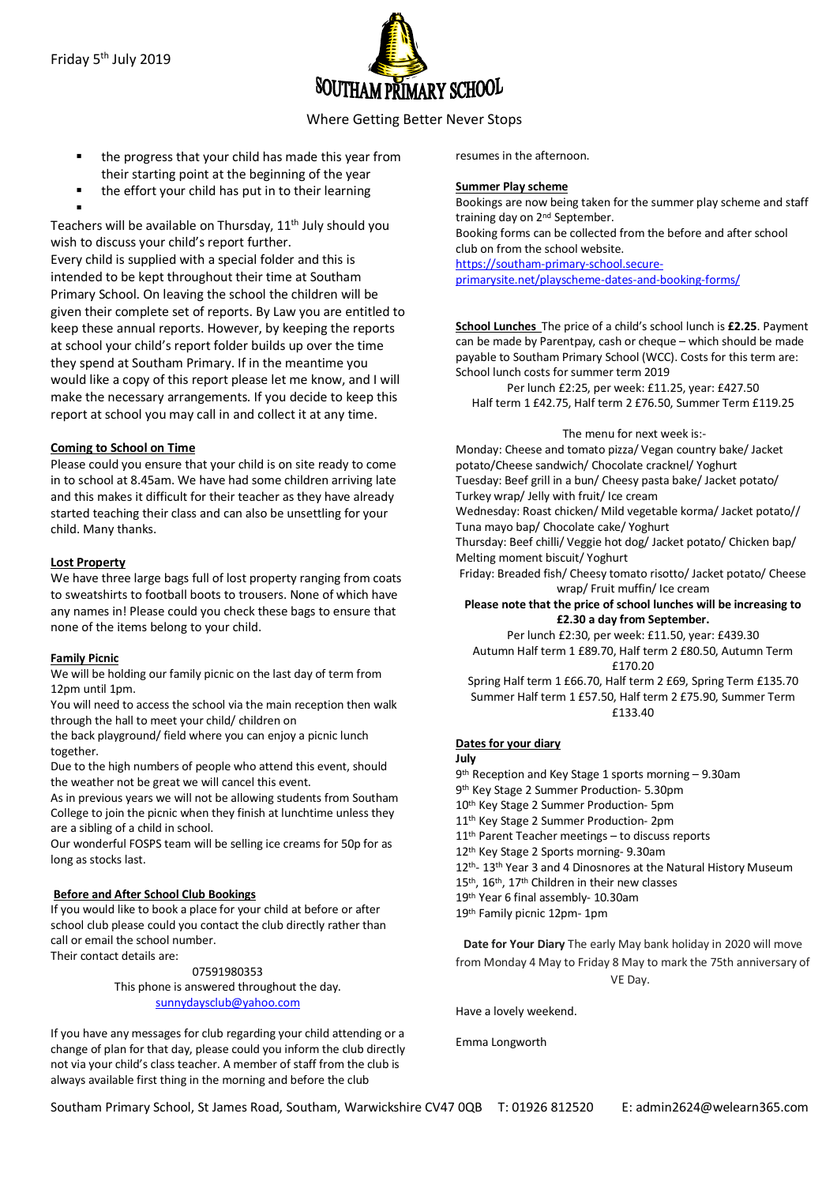Friday 5th July 2019

# SOUTHAM PRIMARY SCHOOL

Where Getting Better Never Stops

- the progress that your child has made this year from their starting point at the beginning of the year
- the effort your child has put in to their learning
-

Teachers will be available on Thursday, 11th July should you wish to discuss your child's report further.
Every child is supplied with a special folder and this is intended to be kept throughout their time at Southam Primary School. On leaving the school the children will be given their complete set of reports. By Law you are entitled to keep these annual reports. However, by keeping the reports at school your child's report folder builds up over the time they spend at Southam Primary. If in the meantime you would like a copy of this report please let me know, and I will make the necessary arrangements. If you decide to keep this report at school you may call in and collect it at any time.

**Coming to School on Time**

Please could you ensure that your child is on site ready to come in to school at 8.45am. We have had some children arriving late and this makes it difficult for their teacher as they have already started teaching their class and can also be unsettling for your child. Many thanks.

**Lost Property**

We have three large bags full of lost property ranging from coats to sweatshirts to football boots to trousers. None of which have any names in! Please could you check these bags to ensure that none of the items belong to your child.

**Family Picnic**

We will be holding our family picnic on the last day of term from 12pm until 1pm.
You will need to access the school via the main reception then walk through the hall to meet your child/ children on
the back playground/ field where you can enjoy a picnic lunch together.
Due to the high numbers of people who attend this event, should the weather not be great we will cancel this event.
As in previous years we will not be allowing students from Southam College to join the picnic when they finish at lunchtime unless they are a sibling of a child in school.
Our wonderful FOSPS team will be selling ice creams for 50p for as long as stocks last.

**Before and After School Club Bookings**

If you would like to book a place for your child at before or after school club please could you contact the club directly rather than call or email the school number.
Their contact details are:

07591980353
This phone is answered throughout the day.
sunnydaysclub@yahoo.com

If you have any messages for club regarding your child attending or a change of plan for that day, please could you inform the club directly not via your child's class teacher. A member of staff from the club is always available first thing in the morning and before the club resumes in the afternoon.

**Summer Play scheme**

Bookings are now being taken for the summer play scheme and staff training day on 2nd September.
Booking forms can be collected from the before and after school club on from the school website.
https://southam-primary-school.secure-primarysite.net/playscheme-dates-and-booking-forms/

**School Lunches** The price of a child's school lunch is **£2.25**. Payment can be made by Parentpay, cash or cheque – which should be made payable to Southam Primary School (WCC). Costs for this term are:
School lunch costs for summer term 2019

Per lunch £2:25, per week: £11.25, year: £427.50
Half term 1 £42.75, Half term 2 £76.50, Summer Term £119.25

The menu for next week is:-

Monday: Cheese and tomato pizza/ Vegan country bake/ Jacket potato/Cheese sandwich/ Chocolate cracknel/ Yoghurt
Tuesday: Beef grill in a bun/ Cheesy pasta bake/ Jacket potato/ Turkey wrap/ Jelly with fruit/ Ice cream
Wednesday: Roast chicken/ Mild vegetable korma/ Jacket potato// Tuna mayo bap/ Chocolate cake/ Yoghurt
Thursday: Beef chilli/ Veggie hot dog/ Jacket potato/ Chicken bap/ Melting moment biscuit/ Yoghurt
Friday: Breaded fish/ Cheesy tomato risotto/ Jacket potato/ Cheese wrap/ Fruit muffin/ Ice cream

**Please note that the price of school lunches will be increasing to £2.30 a day from September.**

Per lunch £2:30, per week: £11.50, year: £439.30
Autumn Half term 1 £89.70, Half term 2 £80.50, Autumn Term £170.20
Spring Half term 1 £66.70, Half term 2 £69, Spring Term £135.70
Summer Half term 1 £57.50, Half term 2 £75.90, Summer Term £133.40

**Dates for your diary**

**July**

9th Reception and Key Stage 1 sports morning – 9.30am
9th Key Stage 2 Summer Production- 5.30pm
10th Key Stage 2 Summer Production- 5pm
11th Key Stage 2 Summer Production- 2pm
11th Parent Teacher meetings – to discuss reports
12th Key Stage 2 Sports morning- 9.30am
12th- 13th Year 3 and 4 Dinosnores at the Natural History Museum
15th, 16th, 17th Children in their new classes
19th Year 6 final assembly- 10.30am
19th Family picnic 12pm- 1pm

**Date for Your Diary** The early May bank holiday in 2020 will move from Monday 4 May to Friday 8 May to mark the 75th anniversary of VE Day.

Have a lovely weekend.

Emma Longworth

Southam Primary School, St James Road, Southam, Warwickshire CV47 0QB T: 01926 812520 E: admin2624@welearn365.com